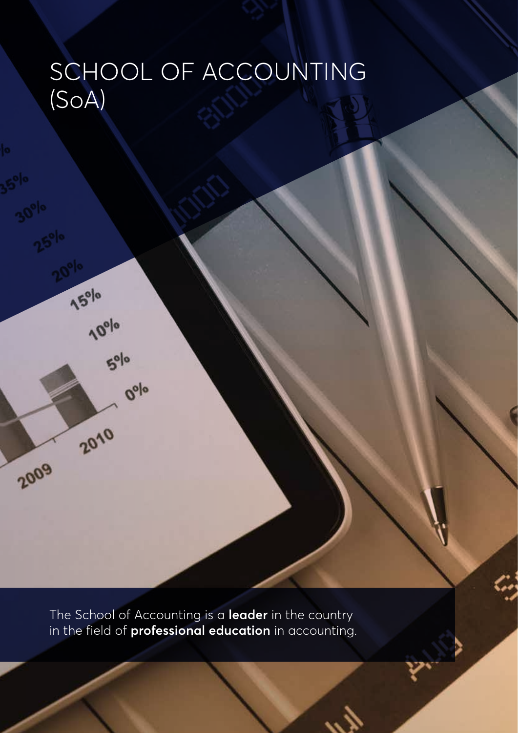# SCHOOL OF ACCOUNTING (SoA)

The School of Accounting is a **leader** in the country in the field of **professional education** in accounting.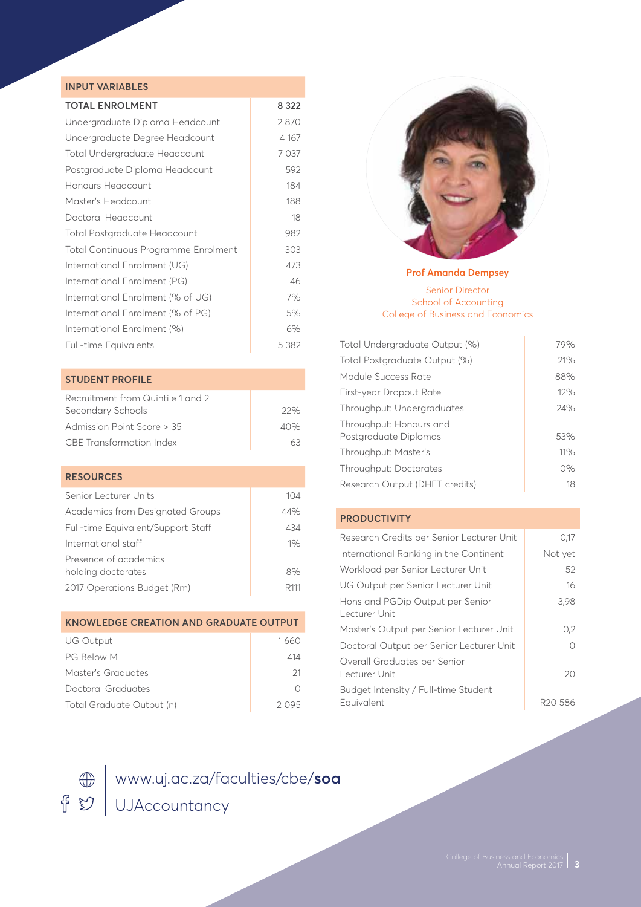| INPUT VARIABLES | |
|---|---|
| **TOTAL ENROLMENT** | **8 322** |
| Undergraduate Diploma Headcount | 2 870 |
| Undergraduate Degree Headcount | 4 167 |
| Total Undergraduate Headcount | 7 037 |
| Postgraduate Diploma Headcount | 592 |
| Honours Headcount | 184 |
| Master's Headcount | 188 |
| Doctoral Headcount | 18 |
| Total Postgraduate Headcount | 982 |
| Total Continuous Programme Enrolment | 303 |
| International Enrolment (UG) | 473 |
| International Enrolment (PG) | 46 |
| International Enrolment (% of UG) | 7% |
| International Enrolment (% of PG) | 5% |
| International Enrolment (%) | 6% |
| Full-time Equivalents | 5 382 |

| STUDENT PROFILE | |
|---|---|
| Recruitment from Quintile 1 and 2 Secondary Schools | 22% |
| Admission Point Score > 35 | 40% |
| CBE Transformation Index | 63 |

| RESOURCES | |
|---|---|
| Senior Lecturer Units | 104 |
| Academics from Designated Groups | 44% |
| Full-time Equivalent/Support Staff | 434 |
| International staff | 1% |
| Presence of academics holding doctorates | 8% |
| 2017 Operations Budget (Rm) | R111 |

| KNOWLEDGE CREATION AND GRADUATE OUTPUT | |
|---|---|
| UG Output | 1 660 |
| PG Below M | 414 |
| Master's Graduates | 21 |
| Doctoral Graduates | 0 |
| Total Graduate Output (n) | 2 095 |

**Prof Amanda Dempsey**

Senior Director
School of Accounting
College of Business and Economics

| | |
|---|---|
| Total Undergraduate Output (%) | 79% |
| Total Postgraduate Output (%) | 21% |
| Module Success Rate | 88% |
| First-year Dropout Rate | 12% |
| Throughput: Undergraduates | 24% |
| Throughput: Honours and Postgraduate Diplomas | 53% |
| Throughput: Master's | 11% |
| Throughput: Doctorates | 0% |
| Research Output (DHET credits) | 18 |

| PRODUCTIVITY | |
|---|---|
| Research Credits per Senior Lecturer Unit | 0,17 |
| International Ranking in the Continent | Not yet |
| Workload per Senior Lecturer Unit | 52 |
| UG Output per Senior Lecturer Unit | 16 |
| Hons and PGDip Output per Senior Lecturer Unit | 3,98 |
| Master's Output per Senior Lecturer Unit | 0,2 |
| Doctoral Output per Senior Lecturer Unit | 0 |
| Overall Graduates per Senior Lecturer Unit | 20 |
| Budget Intensity / Full-time Student Equivalent | R20 586 |

www.uj.ac.za/faculties/cbe/**soa**

UJAccountancy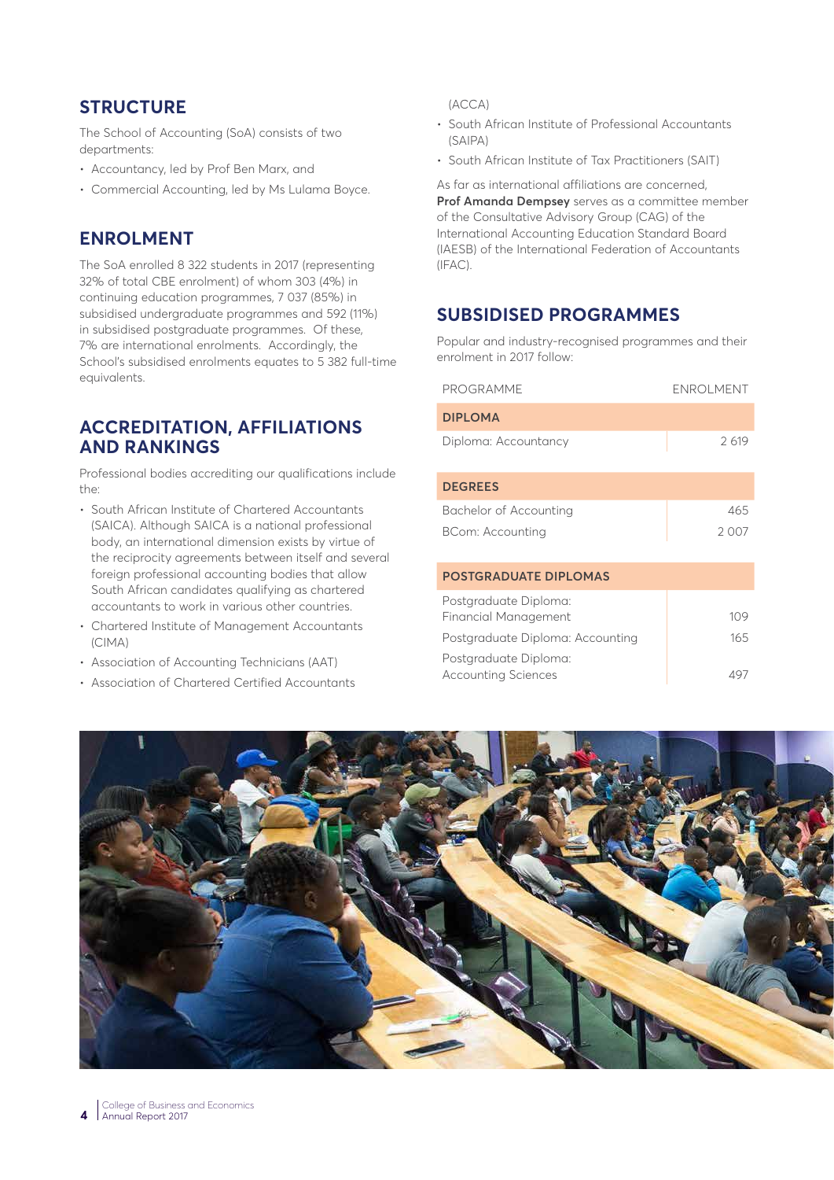## STRUCTURE

The School of Accounting (SoA) consists of two departments:

- Accountancy, led by Prof Ben Marx, and
- Commercial Accounting, led by Ms Lulama Boyce.

## ENROLMENT

The SoA enrolled 8 322 students in 2017 (representing 32% of total CBE enrolment) of whom 303 (4%) in continuing education programmes, 7 037 (85%) in subsidised undergraduate programmes and 592 (11%) in subsidised postgraduate programmes. Of these, 7% are international enrolments. Accordingly, the School's subsidised enrolments equates to 5 382 full-time equivalents.

## ACCREDITATION, AFFILIATIONS AND RANKINGS

Professional bodies accrediting our qualifications include the:

- South African Institute of Chartered Accountants (SAICA). Although SAICA is a national professional body, an international dimension exists by virtue of the reciprocity agreements between itself and several foreign professional accounting bodies that allow South African candidates qualifying as chartered accountants to work in various other countries.
- Chartered Institute of Management Accountants (CIMA)
- Association of Accounting Technicians (AAT)
- Association of Chartered Certified Accountants (ACCA)
- South African Institute of Professional Accountants (SAIPA)
- South African Institute of Tax Practitioners (SAIT)

As far as international affiliations are concerned, **Prof Amanda Dempsey** serves as a committee member of the Consultative Advisory Group (CAG) of the International Accounting Education Standard Board (IAESB) of the International Federation of Accountants (IFAC).

## SUBSIDISED PROGRAMMES

Popular and industry-recognised programmes and their enrolment in 2017 follow:

| PROGRAMME | ENROLMENT |
|---|---|
| **DIPLOMA** | |
| Diploma: Accountancy | 2 619 |
| **DEGREES** | |
| Bachelor of Accounting | 465 |
| BCom: Accounting | 2 007 |
| **POSTGRADUATE DIPLOMAS** | |
| Postgraduate Diploma: Financial Management | 109 |
| Postgraduate Diploma: Accounting | 165 |
| Postgraduate Diploma: Accounting Sciences | 497 |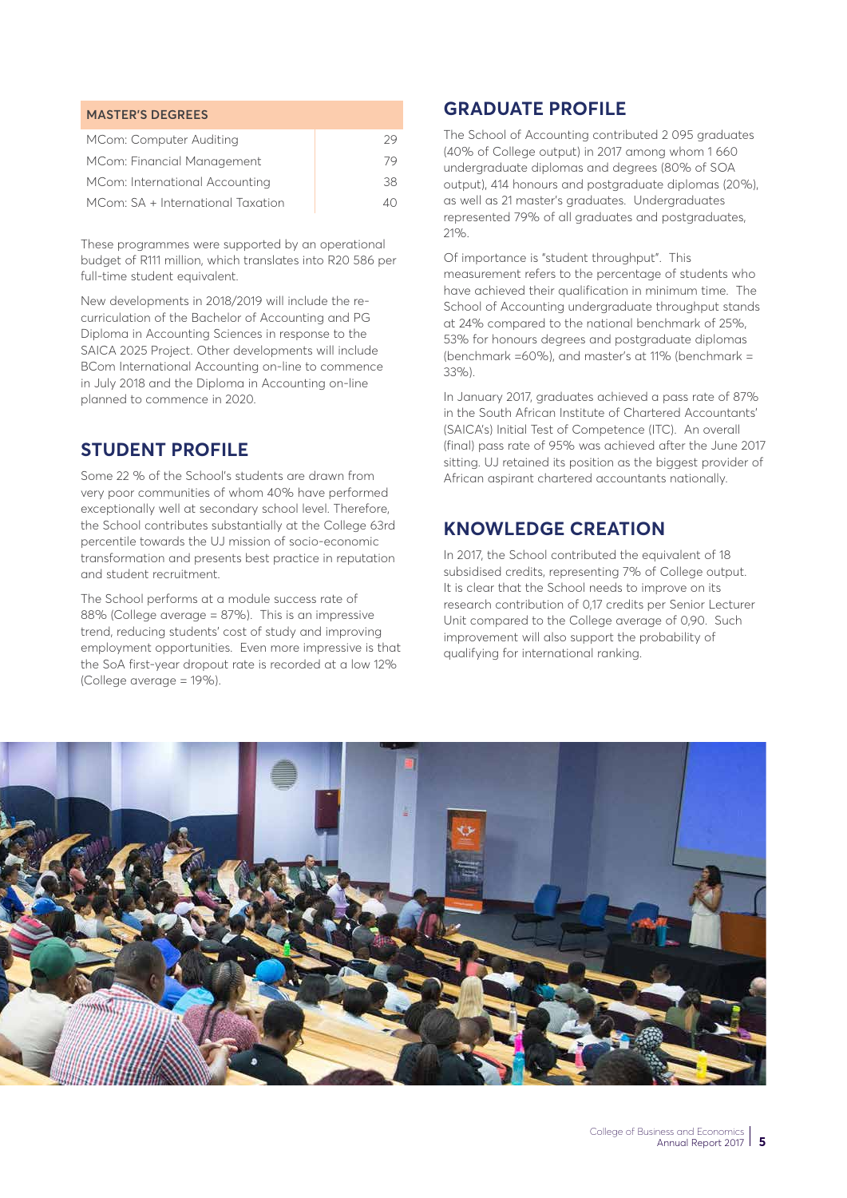| MASTER'S DEGREES | |
|---|---|
| MCom: Computer Auditing | 29 |
| MCom: Financial Management | 79 |
| MCom: International Accounting | 38 |
| MCom: SA + International Taxation | 40 |

These programmes were supported by an operational budget of R111 million, which translates into R20 586 per full-time student equivalent.

New developments in 2018/2019 will include the re-curriculation of the Bachelor of Accounting and PG Diploma in Accounting Sciences in response to the SAICA 2025 Project. Other developments will include BCom International Accounting on-line to commence in July 2018 and the Diploma in Accounting on-line planned to commence in 2020.

## STUDENT PROFILE

Some 22 % of the School's students are drawn from very poor communities of whom 40% have performed exceptionally well at secondary school level. Therefore, the School contributes substantially at the College 63rd percentile towards the UJ mission of socio-economic transformation and presents best practice in reputation and student recruitment.

The School performs at a module success rate of 88% (College average = 87%). This is an impressive trend, reducing students' cost of study and improving employment opportunities. Even more impressive is that the SoA first-year dropout rate is recorded at a low 12% (College average = 19%).

## GRADUATE PROFILE

The School of Accounting contributed 2 095 graduates (40% of College output) in 2017 among whom 1 660 undergraduate diplomas and degrees (80% of SOA output), 414 honours and postgraduate diplomas (20%), as well as 21 master's graduates. Undergraduates represented 79% of all graduates and postgraduates, 21%.

Of importance is "student throughput". This measurement refers to the percentage of students who have achieved their qualification in minimum time. The School of Accounting undergraduate throughput stands at 24% compared to the national benchmark of 25%, 53% for honours degrees and postgraduate diplomas (benchmark =60%), and master's at 11% (benchmark = 33%).

In January 2017, graduates achieved a pass rate of 87% in the South African Institute of Chartered Accountants' (SAICA's) Initial Test of Competence (ITC). An overall (final) pass rate of 95% was achieved after the June 2017 sitting. UJ retained its position as the biggest provider of African aspirant chartered accountants nationally.

## KNOWLEDGE CREATION

In 2017, the School contributed the equivalent of 18 subsidised credits, representing 7% of College output. It is clear that the School needs to improve on its research contribution of 0,17 credits per Senior Lecturer Unit compared to the College average of 0,90. Such improvement will also support the probability of qualifying for international ranking.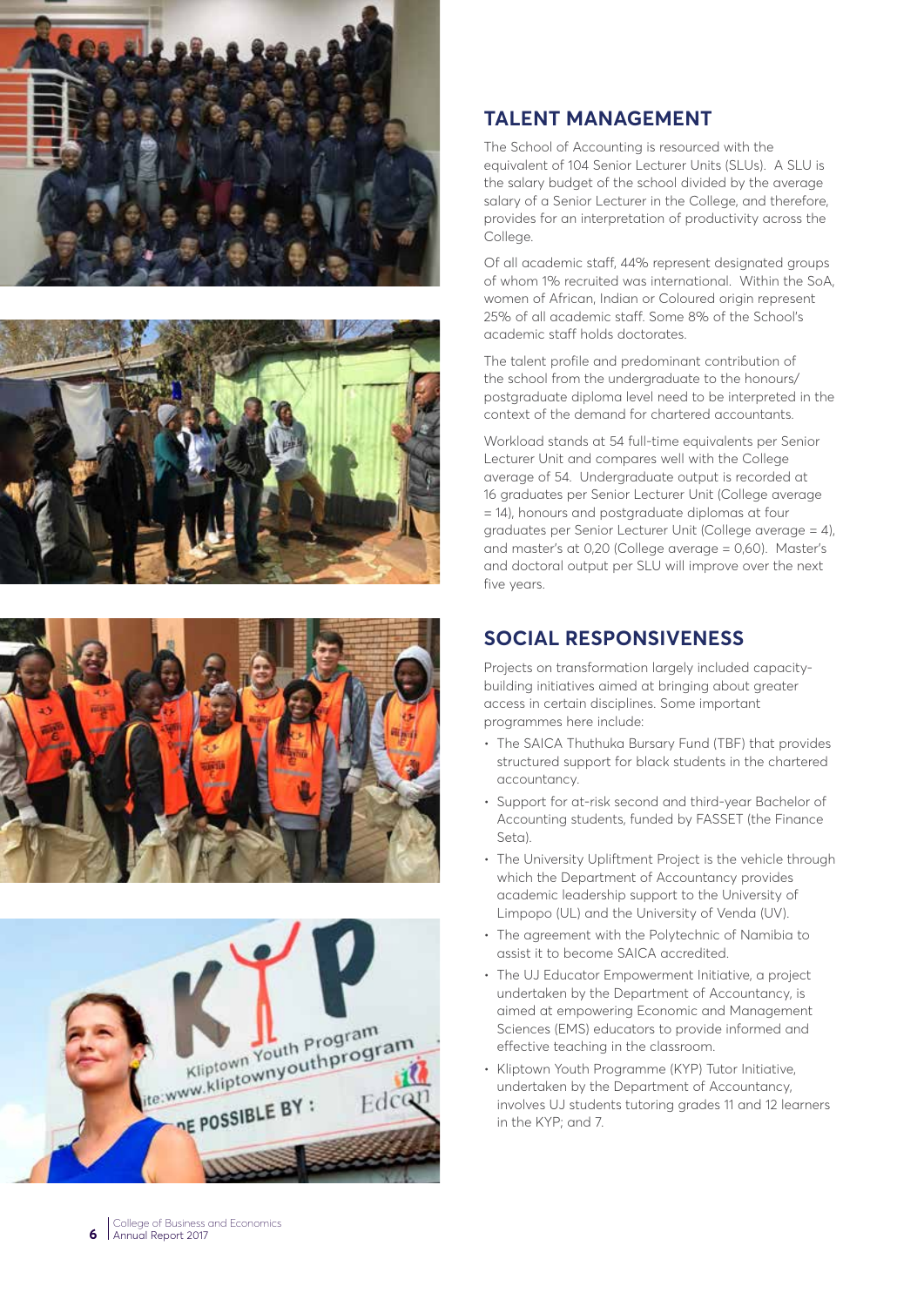## TALENT MANAGEMENT

The School of Accounting is resourced with the equivalent of 104 Senior Lecturer Units (SLUs). A SLU is the salary budget of the school divided by the average salary of a Senior Lecturer in the College, and therefore, provides for an interpretation of productivity across the College.

Of all academic staff, 44% represent designated groups of whom 1% recruited was international. Within the SoA, women of African, Indian or Coloured origin represent 25% of all academic staff. Some 8% of the School's academic staff holds doctorates.

The talent profile and predominant contribution of the school from the undergraduate to the honours/postgraduate diploma level need to be interpreted in the context of the demand for chartered accountants.

Workload stands at 54 full-time equivalents per Senior Lecturer Unit and compares well with the College average of 54. Undergraduate output is recorded at 16 graduates per Senior Lecturer Unit (College average = 14), honours and postgraduate diplomas at four graduates per Senior Lecturer Unit (College average = 4), and master's at 0,20 (College average = 0,60). Master's and doctoral output per SLU will improve over the next five years.

## SOCIAL RESPONSIVENESS

Projects on transformation largely included capacity-building initiatives aimed at bringing about greater access in certain disciplines. Some important programmes here include:

- The SAICA Thuthuka Bursary Fund (TBF) that provides structured support for black students in the chartered accountancy.
- Support for at-risk second and third-year Bachelor of Accounting students, funded by FASSET (the Finance Seta).
- The University Upliftment Project is the vehicle through which the Department of Accountancy provides academic leadership support to the University of Limpopo (UL) and the University of Venda (UV).
- The agreement with the Polytechnic of Namibia to assist it to become SAICA accredited.
- The UJ Educator Empowerment Initiative, a project undertaken by the Department of Accountancy, is aimed at empowering Economic and Management Sciences (EMS) educators to provide informed and effective teaching in the classroom.
- Kliptown Youth Programme (KYP) Tutor Initiative, undertaken by the Department of Accountancy, involves UJ students tutoring grades 11 and 12 learners in the KYP; and 7.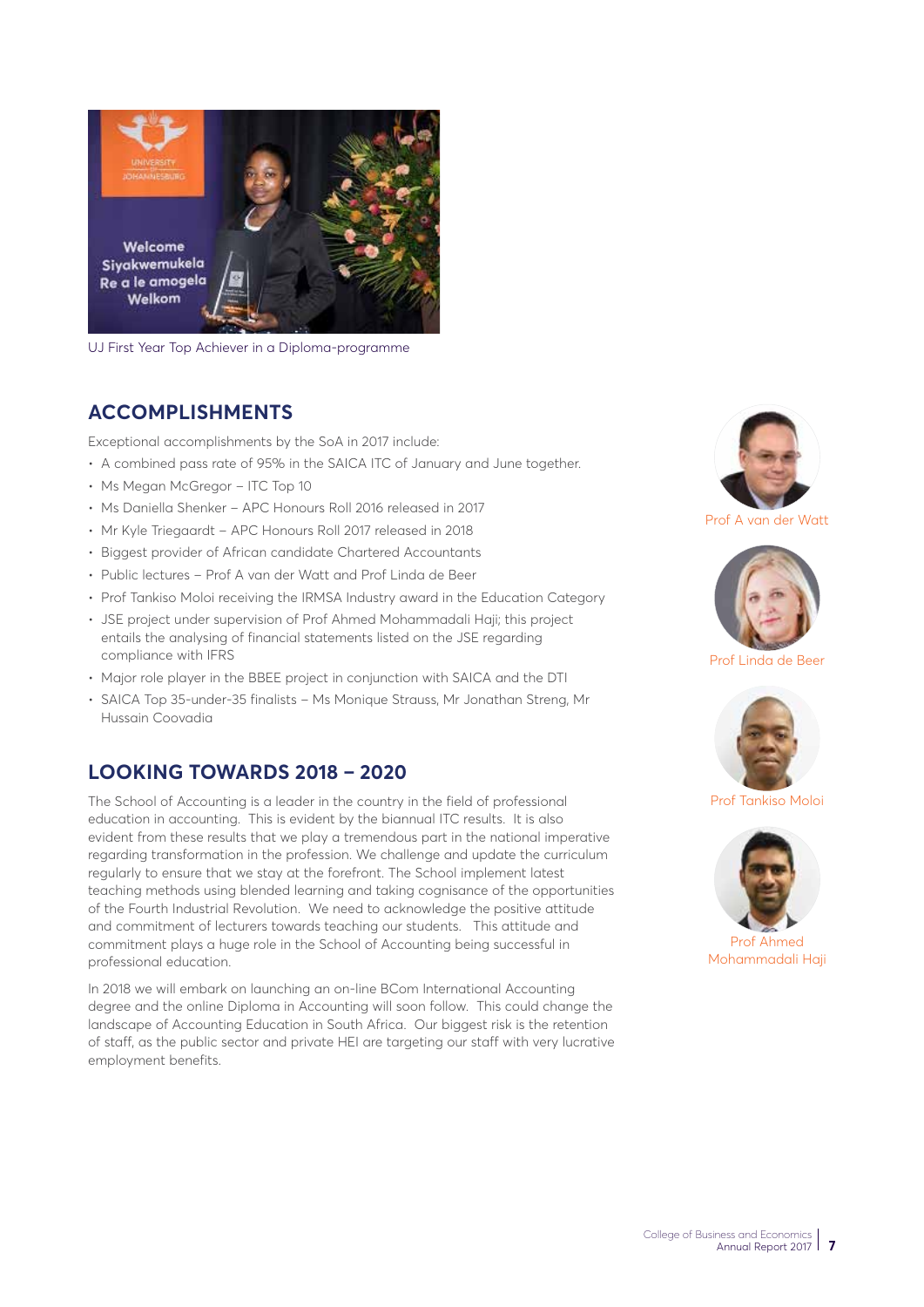UJ First Year Top Achiever in a Diploma-programme

## ACCOMPLISHMENTS

Exceptional accomplishments by the SoA in 2017 include:

- A combined pass rate of 95% in the SAICA ITC of January and June together.
- Ms Megan McGregor – ITC Top 10
- Ms Daniella Shenker – APC Honours Roll 2016 released in 2017
- Mr Kyle Triegaardt – APC Honours Roll 2017 released in 2018
- Biggest provider of African candidate Chartered Accountants
- Public lectures – Prof A van der Watt and Prof Linda de Beer
- Prof Tankiso Moloi receiving the IRMSA Industry award in the Education Category
- JSE project under supervision of Prof Ahmed Mohammadali Haji; this project entails the analysing of financial statements listed on the JSE regarding compliance with IFRS
- Major role player in the BBEE project in conjunction with SAICA and the DTI
- SAICA Top 35-under-35 finalists – Ms Monique Strauss, Mr Jonathan Streng, Mr Hussain Coovadia

Prof A van der Watt

Prof Linda de Beer

Prof Tankiso Moloi

Prof Ahmed Mohammadali Haji

## LOOKING TOWARDS 2018 – 2020

The School of Accounting is a leader in the country in the field of professional education in accounting. This is evident by the biannual ITC results. It is also evident from these results that we play a tremendous part in the national imperative regarding transformation in the profession. We challenge and update the curriculum regularly to ensure that we stay at the forefront. The School implement latest teaching methods using blended learning and taking cognisance of the opportunities of the Fourth Industrial Revolution. We need to acknowledge the positive attitude and commitment of lecturers towards teaching our students. This attitude and commitment plays a huge role in the School of Accounting being successful in professional education.

In 2018 we will embark on launching an on-line BCom International Accounting degree and the online Diploma in Accounting will soon follow. This could change the landscape of Accounting Education in South Africa. Our biggest risk is the retention of staff, as the public sector and private HEI are targeting our staff with very lucrative employment benefits.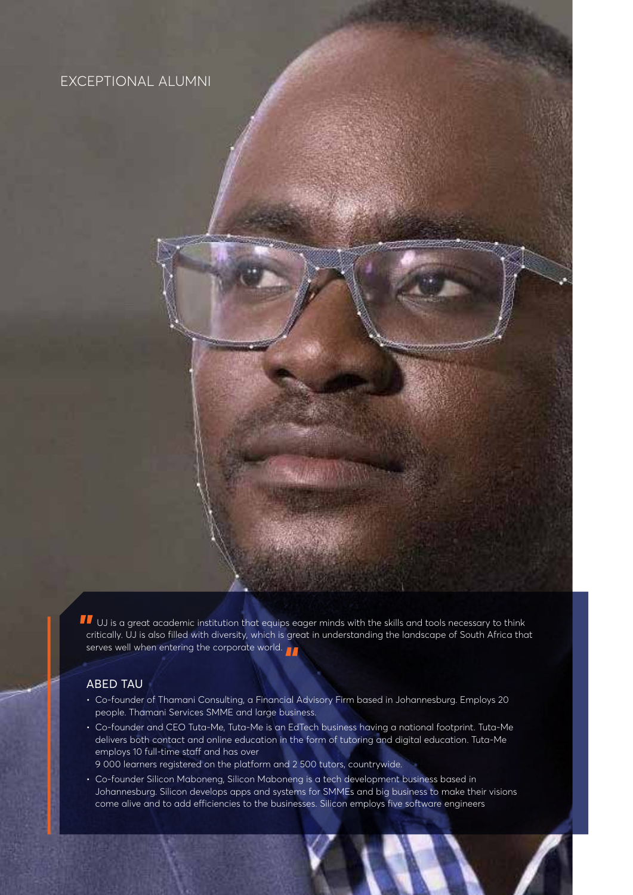EXCEPTIONAL ALUMNI

"UJ is a great academic institution that equips eager minds with the skills and tools necessary to think critically. UJ is also filled with diversity, which is great in understanding the landscape of South Africa that serves well when entering the corporate world."

## ABED TAU

- Co-founder of Thamani Consulting, a Financial Advisory Firm based in Johannesburg. Employs 20 people. Thamani Services SMME and large business.
- Co-founder and CEO Tuta-Me, Tuta-Me is an EdTech business having a national footprint. Tuta-Me delivers both contact and online education in the form of tutoring and digital education. Tuta-Me employs 10 full-time staff and has over 9 000 learners registered on the platform and 2 500 tutors, countrywide.
- Co-founder Silicon Maboneng, Silicon Maboneng is a tech development business based in Johannesburg. Silicon develops apps and systems for SMMEs and big business to make their visions come alive and to add efficiencies to the businesses. Silicon employs five software engineers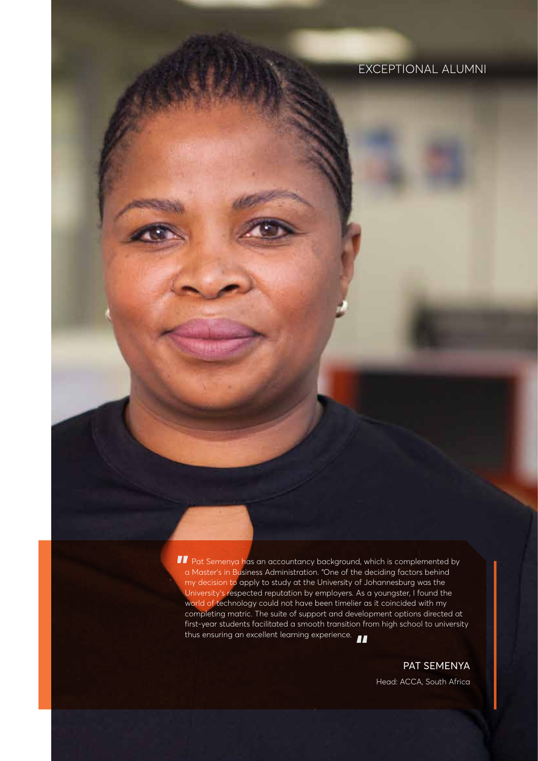EXCEPTIONAL ALUMNI

"Pat Semenya has an accountancy background, which is complemented by a Master's in Business Administration. "One of the deciding factors behind my decision to apply to study at the University of Johannesburg was the University's respected reputation by employers. As a youngster, I found the world of technology could not have been timelier as it coincided with my completing matric. The suite of support and development options directed at first-year students facilitated a smooth transition from high school to university thus ensuring an excellent learning experience."

**PAT SEMENYA**

Head: ACCA, South Africa